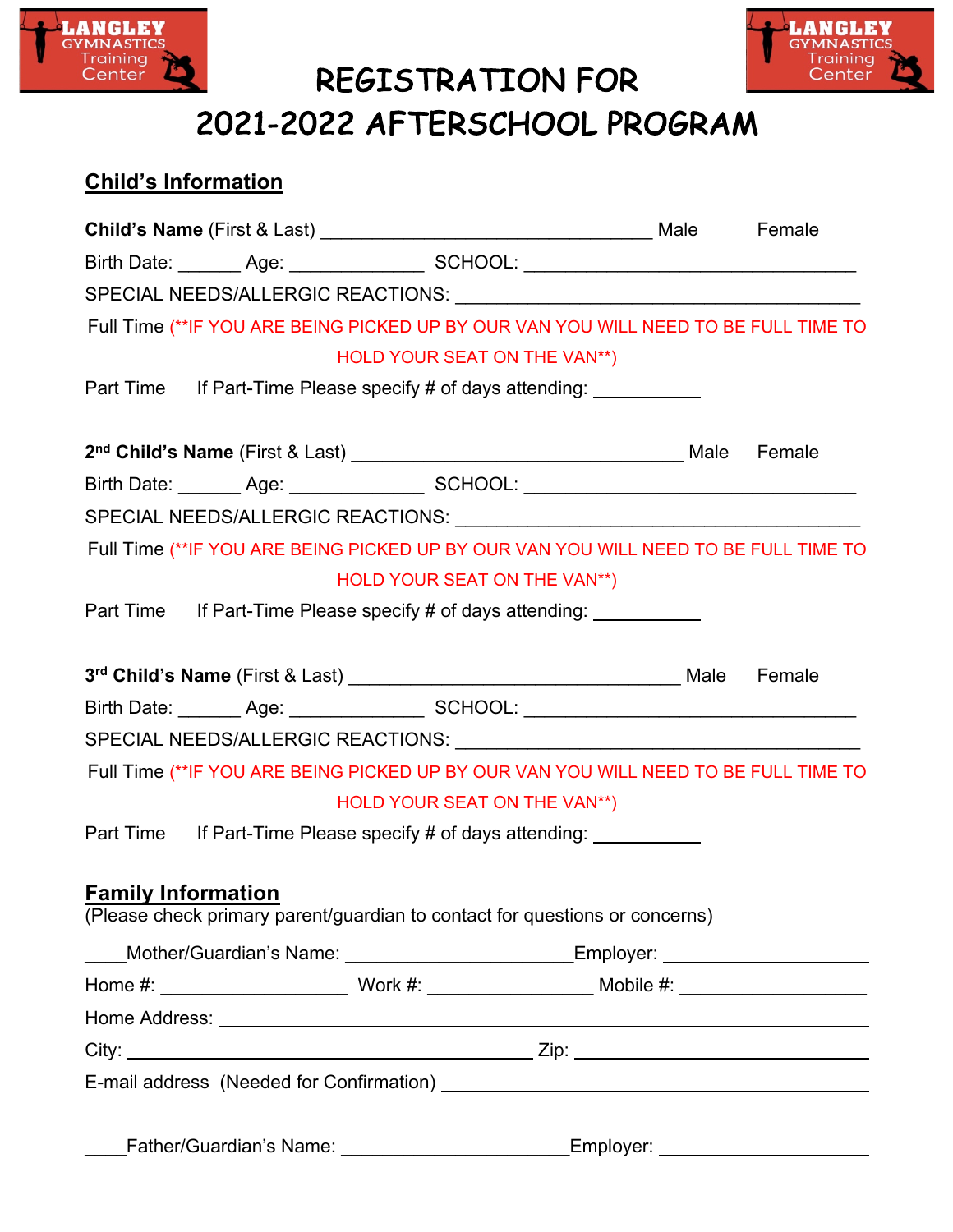LANGLEY GYMNASTICS Training Center

LANGLEY GYMNASTICS Training Center

# REGISTRATION FOR 2021-2022 AFTERSCHOOL PROGRAM

## Child's Information

**Child's Name** (First & Last) ________________________________ Male Female

Birth Date: ______ Age: _____________ SCHOOL: ________________________________

SPECIAL NEEDS/ALLERGIC REACTIONS: _______________________________________

Full Time (**IF YOU ARE BEING PICKED UP BY OUR VAN YOU WILL NEED TO BE FULL TIME TO HOLD YOUR SEAT ON THE VAN**)

Part Time If Part-Time Please specify # of days attending: __________

**2nd Child's Name** (First & Last) ________________________________ Male Female

Birth Date: ______ Age: _____________ SCHOOL: ________________________________

SPECIAL NEEDS/ALLERGIC REACTIONS: _______________________________________

Full Time (**IF YOU ARE BEING PICKED UP BY OUR VAN YOU WILL NEED TO BE FULL TIME TO HOLD YOUR SEAT ON THE VAN**)

Part Time If Part-Time Please specify # of days attending: __________

**3rd Child's Name** (First & Last) ________________________________ Male Female

Birth Date: ______ Age: _____________ SCHOOL: ________________________________

SPECIAL NEEDS/ALLERGIC REACTIONS: _______________________________________

Full Time (**IF YOU ARE BEING PICKED UP BY OUR VAN YOU WILL NEED TO BE FULL TIME TO HOLD YOUR SEAT ON THE VAN**)

Part Time If Part-Time Please specify # of days attending: __________

## Family Information

(Please check primary parent/guardian to contact for questions or concerns)

____Mother/Guardian's Name: ______________________Employer: ____________________

Home #: __________________ Work #: ________________ Mobile #: __________________

Home Address: ____________________________________________________________

City: _______________________________________ Zip: __________________________

E-mail address (Needed for Confirmation) ________________________________________

____Father/Guardian's Name: ______________________Employer: ____________________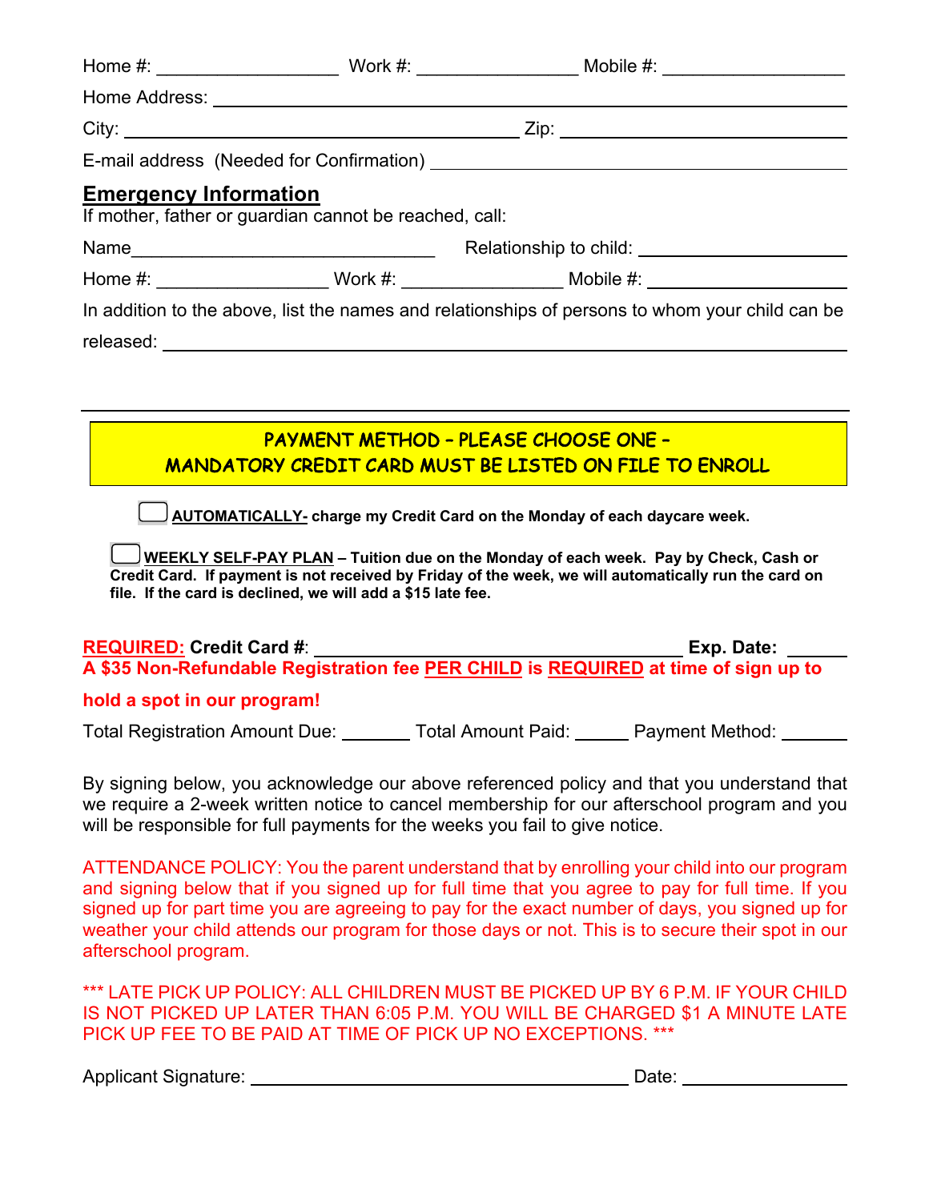Home #: __________________ Work #: ________________ Mobile #: __________________

Home Address: ____________________________________________________________

City: ________________________________________ Zip: _____________________________

E-mail address (Needed for Confirmation) __________________________________________

## Emergency Information

If mother, father or guardian cannot be reached, call:

Name______________________________ Relationship to child: ____________________

Home #: _________________ Work #: ________________ Mobile #: ____________________

In addition to the above, list the names and relationships of persons to whom your child can be released: ____________________________________________________________

---

**PAYMENT METHOD – PLEASE CHOOSE ONE –**
**MANDATORY CREDIT CARD MUST BE LISTED ON FILE TO ENROLL**

☐ **AUTOMATICALLY- charge my Credit Card on the Monday of each daycare week.**

☐ **WEEKLY SELF-PAY PLAN – Tuition due on the Monday of each week. Pay by Check, Cash or Credit Card. If payment is not received by Friday of the week, we will automatically run the card on file. If the card is declined, we will add a $15 late fee.**

**REQUIRED: Credit Card #**: _____________________________________ **Exp. Date:** ______

**A $35 Non-Refundable Registration fee PER CHILD is REQUIRED at time of sign up to hold a spot in our program!**

Total Registration Amount Due: _______ Total Amount Paid: _____ Payment Method: _______

By signing below, you acknowledge our above referenced policy and that you understand that we require a 2-week written notice to cancel membership for our afterschool program and you will be responsible for full payments for the weeks you fail to give notice.

ATTENDANCE POLICY: You the parent understand that by enrolling your child into our program and signing below that if you signed up for full time that you agree to pay for full time. If you signed up for part time you are agreeing to pay for the exact number of days, you signed up for weather your child attends our program for those days or not. This is to secure their spot in our afterschool program.

*** LATE PICK UP POLICY: ALL CHILDREN MUST BE PICKED UP BY 6 P.M. IF YOUR CHILD IS NOT PICKED UP LATER THAN 6:05 P.M. YOU WILL BE CHARGED $1 A MINUTE LATE PICK UP FEE TO BE PAID AT TIME OF PICK UP NO EXCEPTIONS. ***

Applicant Signature: ______________________________________ Date: ________________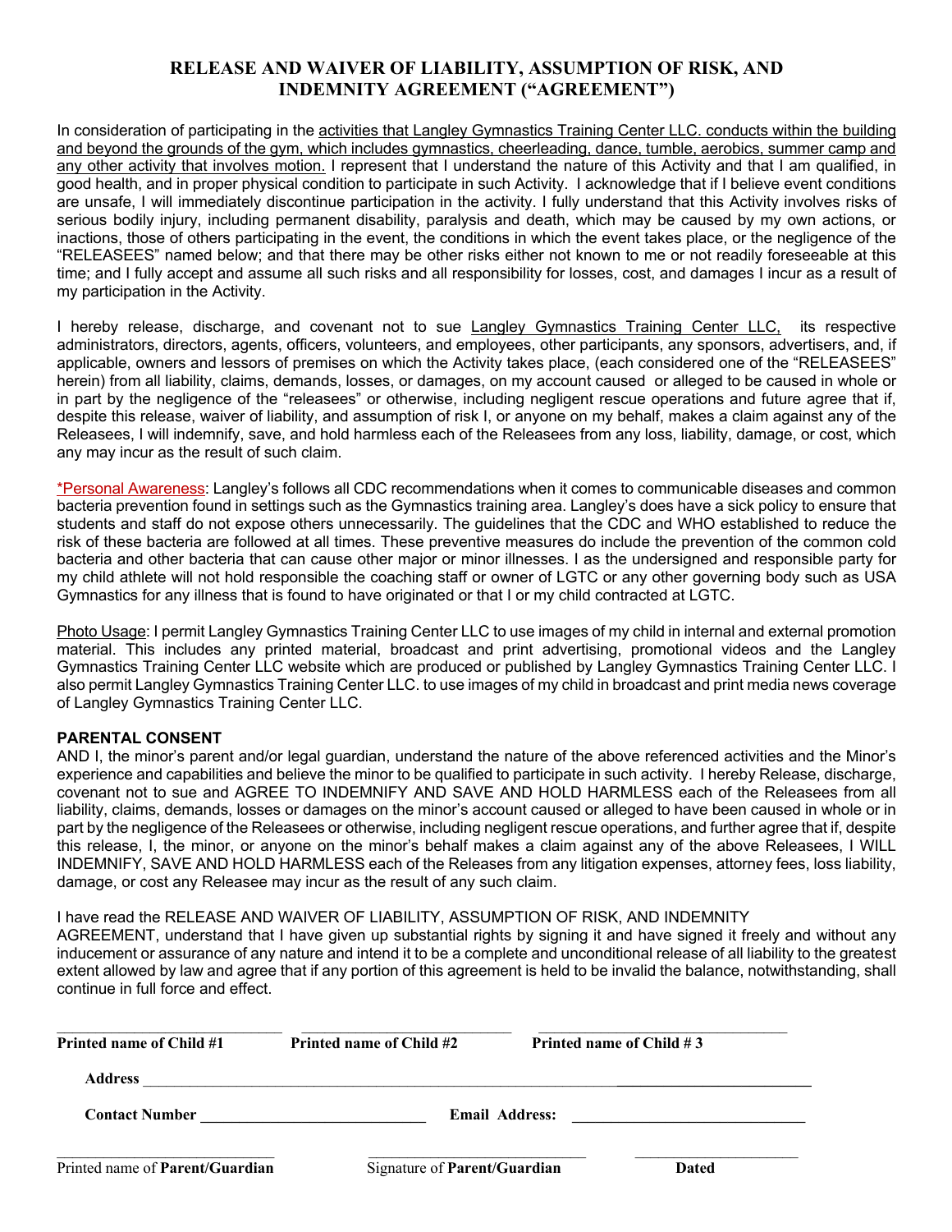# RELEASE AND WAIVER OF LIABILITY, ASSUMPTION OF RISK, AND INDEMNITY AGREEMENT ("AGREEMENT")

In consideration of participating in the activities that Langley Gymnastics Training Center LLC. conducts within the building and beyond the grounds of the gym, which includes gymnastics, cheerleading, dance, tumble, aerobics, summer camp and any other activity that involves motion. I represent that I understand the nature of this Activity and that I am qualified, in good health, and in proper physical condition to participate in such Activity. I acknowledge that if I believe event conditions are unsafe, I will immediately discontinue participation in the activity. I fully understand that this Activity involves risks of serious bodily injury, including permanent disability, paralysis and death, which may be caused by my own actions, or inactions, those of others participating in the event, the conditions in which the event takes place, or the negligence of the "RELEASEES" named below; and that there may be other risks either not known to me or not readily foreseeable at this time; and I fully accept and assume all such risks and all responsibility for losses, cost, and damages I incur as a result of my participation in the Activity.

I hereby release, discharge, and covenant not to sue Langley Gymnastics Training Center LLC, its respective administrators, directors, agents, officers, volunteers, and employees, other participants, any sponsors, advertisers, and, if applicable, owners and lessors of premises on which the Activity takes place, (each considered one of the "RELEASEES" herein) from all liability, claims, demands, losses, or damages, on my account caused or alleged to be caused in whole or in part by the negligence of the "releasees" or otherwise, including negligent rescue operations and future agree that if, despite this release, waiver of liability, and assumption of risk I, or anyone on my behalf, makes a claim against any of the Releasees, I will indemnify, save, and hold harmless each of the Releasees from any loss, liability, damage, or cost, which any may incur as the result of such claim.

*Personal Awareness: Langley's follows all CDC recommendations when it comes to communicable diseases and common bacteria prevention found in settings such as the Gymnastics training area. Langley's does have a sick policy to ensure that students and staff do not expose others unnecessarily. The guidelines that the CDC and WHO established to reduce the risk of these bacteria are followed at all times. These preventive measures do include the prevention of the common cold bacteria and other bacteria that can cause other major or minor illnesses. I as the undersigned and responsible party for my child athlete will not hold responsible the coaching staff or owner of LGTC or any other governing body such as USA Gymnastics for any illness that is found to have originated or that I or my child contracted at LGTC.

Photo Usage: I permit Langley Gymnastics Training Center LLC to use images of my child in internal and external promotion material. This includes any printed material, broadcast and print advertising, promotional videos and the Langley Gymnastics Training Center LLC website which are produced or published by Langley Gymnastics Training Center LLC. I also permit Langley Gymnastics Training Center LLC. to use images of my child in broadcast and print media news coverage of Langley Gymnastics Training Center LLC.

**PARENTAL CONSENT**

AND I, the minor's parent and/or legal guardian, understand the nature of the above referenced activities and the Minor's experience and capabilities and believe the minor to be qualified to participate in such activity. I hereby Release, discharge, covenant not to sue and AGREE TO INDEMNIFY AND SAVE AND HOLD HARMLESS each of the Releasees from all liability, claims, demands, losses or damages on the minor's account caused or alleged to have been caused in whole or in part by the negligence of the Releasees or otherwise, including negligent rescue operations, and further agree that if, despite this release, I, the minor, or anyone on the minor's behalf makes a claim against any of the above Releasees, I WILL INDEMNIFY, SAVE AND HOLD HARMLESS each of the Releases from any litigation expenses, attorney fees, loss liability, damage, or cost any Releasee may incur as the result of any such claim.

I have read the RELEASE AND WAIVER OF LIABILITY, ASSUMPTION OF RISK, AND INDEMNITY AGREEMENT, understand that I have given up substantial rights by signing it and have signed it freely and without any inducement or assurance of any nature and intend it to be a complete and unconditional release of all liability to the greatest extent allowed by law and agree that if any portion of this agreement is held to be invalid the balance, notwithstanding, shall continue in full force and effect.

______________________________ ______________________________ ______________________________

**Printed name of Child #1** **Printed name of Child #2** **Printed name of Child # 3**

**Address** ______________________________________________________________________

**Contact Number** ______________________________ **Email Address:** ______________________________

______________________________ ______________________________ ______________________

Printed name of **Parent/Guardian** Signature of **Parent/Guardian** **Dated**